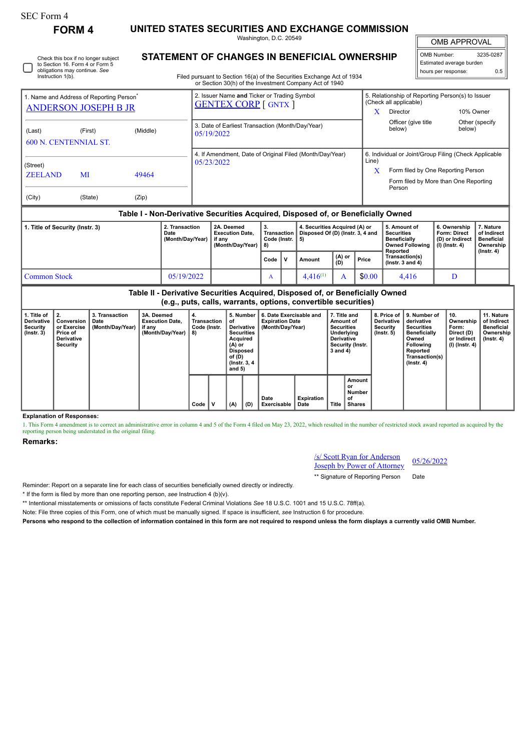SEC Form 4

# FORM 4

## UNITED STATES SECURITIES AND EXCHANGE COMMISSION

Washington, D.C. 20549

## STATEMENT OF CHANGES IN BENEFICIAL OWNERSHIP

Filed pursuant to Section 16(a) of the Securities Exchange Act of 1934 or Section 30(h) of the Investment Company Act of 1940

| OMB APPROVAL | |
|---|---|
| OMB Number: | 3235-0287 |
| Estimated average burden | |
| hours per response: | 0.5 |

☐ Check this box if no longer subject to Section 16. Form 4 or Form 5 obligations may continue. *See* Instruction 1(b).

| 1. Name and Address of Reporting Person* | 2. Issuer Name **and** Ticker or Trading Symbol | 5. Relationship of Reporting Person(s) to Issuer (Check all applicable) |
|---|---|---|
| ANDERSON JOSEPH B JR | GENTEX CORP [ GNTX ] | X Director; 10% Owner; Officer (give title below); Other (specify below) |
| (Last) (First) (Middle) 600 N. CENTENNIAL ST. | 3. Date of Earliest Transaction (Month/Day/Year) 05/19/2022 | |
| (Street) ZEELAND MI 49464 | 4. If Amendment, Date of Original Filed (Month/Day/Year) 05/23/2022 | 6. Individual or Joint/Group Filing (Check Applicable Line) X Form filed by One Reporting Person; Form filed by More than One Reporting Person |
| (City) (State) (Zip) | | |

### Table I - Non-Derivative Securities Acquired, Disposed of, or Beneficially Owned

| 1. Title of Security (Instr. 3) | 2. Transaction Date (Month/Day/Year) | 2A. Deemed Execution Date, if any (Month/Day/Year) | 3. Transaction Code (Instr. 8) | | 4. Securities Acquired (A) or Disposed Of (D) (Instr. 3, 4 and 5) | | | 5. Amount of Securities Beneficially Owned Following Reported Transaction(s) (Instr. 3 and 4) | 6. Ownership Form: Direct (D) or Indirect (I) (Instr. 4) | 7. Nature of Indirect Beneficial Ownership (Instr. 4) |
|---|---|---|---|---|---|---|---|---|---|---|
| | | | Code | V | Amount | (A) or (D) | Price | | | |
| Common Stock | 05/19/2022 | | A | | 4,416[(1)] | A | $0.00 | 4,416 | D | |

### Table II - Derivative Securities Acquired, Disposed of, or Beneficially Owned (e.g., puts, calls, warrants, options, convertible securities)

| 1. Title of Derivative Security (Instr. 3) | 2. Conversion or Exercise Price of Derivative Security | 3. Transaction Date (Month/Day/Year) | 3A. Deemed Execution Date, if any (Month/Day/Year) | 4. Transaction Code (Instr. 8) | | 5. Number of Derivative Securities Acquired (A) or Disposed of (D) (Instr. 3, 4 and 5) | | 6. Date Exercisable and Expiration Date (Month/Day/Year) | | 7. Title and Amount of Securities Underlying Derivative Security (Instr. 3 and 4) | | 8. Price of Derivative Security (Instr. 5) | 9. Number of derivative Securities Beneficially Owned Following Reported Transaction(s) (Instr. 4) | 10. Ownership Form: Direct (D) or Indirect (I) (Instr. 4) | 11. Nature of Indirect Beneficial Ownership (Instr. 4) |
|---|---|---|---|---|---|---|---|---|---|---|---|---|---|---|---|
| | | | | Code | V | (A) | (D) | Date Exercisable | Expiration Date | Title | Amount or Number of Shares | | | | |

**Explanation of Responses:**

1. This Form 4 amendment is to correct an administrative error in column 4 and 5 of the Form 4 filed on May 23, 2022, which resulted in the number of restricted stock award reported as acquired by the reporting person being understated in the original filing.

**Remarks:**

| /s/ Scott Ryan for Anderson Joseph by Power of Attorney | 05/26/2022 |
|---|---|
| ** Signature of Reporting Person | Date |

Reminder: Report on a separate line for each class of securities beneficially owned directly or indirectly.

\* If the form is filed by more than one reporting person, *see* Instruction 4 (b)(v).

\** Intentional misstatements or omissions of facts constitute Federal Criminal Violations *See* 18 U.S.C. 1001 and 15 U.S.C. 78ff(a).

Note: File three copies of this Form, one of which must be manually signed. If space is insufficient, *see* Instruction 6 for procedure.

**Persons who respond to the collection of information contained in this form are not required to respond unless the form displays a currently valid OMB Number.**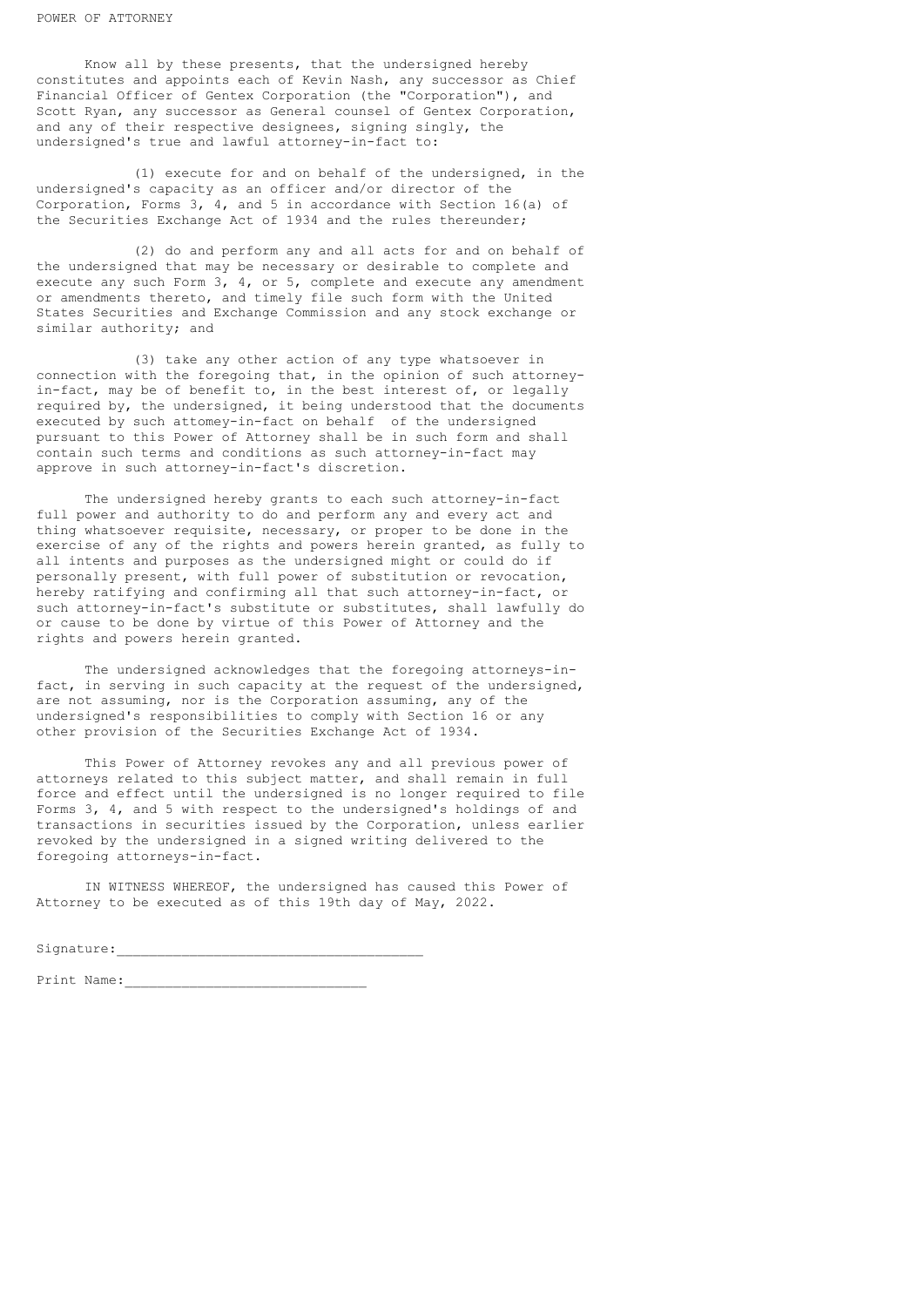POWER OF ATTORNEY

Know all by these presents, that the undersigned hereby constitutes and appoints each of Kevin Nash, any successor as Chief Financial Officer of Gentex Corporation (the "Corporation"), and Scott Ryan, any successor as General counsel of Gentex Corporation, and any of their respective designees, signing singly, the undersigned's true and lawful attorney-in-fact to:

(1) execute for and on behalf of the undersigned, in the undersigned's capacity as an officer and/or director of the Corporation, Forms 3, 4, and 5 in accordance with Section 16(a) of the Securities Exchange Act of 1934 and the rules thereunder;

(2) do and perform any and all acts for and on behalf of the undersigned that may be necessary or desirable to complete and execute any such Form 3, 4, or 5, complete and execute any amendment or amendments thereto, and timely file such form with the United States Securities and Exchange Commission and any stock exchange or similar authority; and

(3) take any other action of any type whatsoever in connection with the foregoing that, in the opinion of such attorney-in-fact, may be of benefit to, in the best interest of, or legally required by, the undersigned, it being understood that the documents executed by such attomey-in-fact on behalf of the undersigned pursuant to this Power of Attorney shall be in such form and shall contain such terms and conditions as such attorney-in-fact may approve in such attorney-in-fact's discretion.

The undersigned hereby grants to each such attorney-in-fact full power and authority to do and perform any and every act and thing whatsoever requisite, necessary, or proper to be done in the exercise of any of the rights and powers herein granted, as fully to all intents and purposes as the undersigned might or could do if personally present, with full power of substitution or revocation, hereby ratifying and confirming all that such attorney-in-fact, or such attorney-in-fact's substitute or substitutes, shall lawfully do or cause to be done by virtue of this Power of Attorney and the rights and powers herein granted.

The undersigned acknowledges that the foregoing attorneys-in-fact, in serving in such capacity at the request of the undersigned, are not assuming, nor is the Corporation assuming, any of the undersigned's responsibilities to comply with Section 16 or any other provision of the Securities Exchange Act of 1934.

This Power of Attorney revokes any and all previous power of attorneys related to this subject matter, and shall remain in full force and effect until the undersigned is no longer required to file Forms 3, 4, and 5 with respect to the undersigned's holdings of and transactions in securities issued by the Corporation, unless earlier revoked by the undersigned in a signed writing delivered to the foregoing attorneys-in-fact.

IN WITNESS WHEREOF, the undersigned has caused this Power of Attorney to be executed as of this 19th day of May, 2022.

Signature:_____________________________________

Print Name:_____________________________